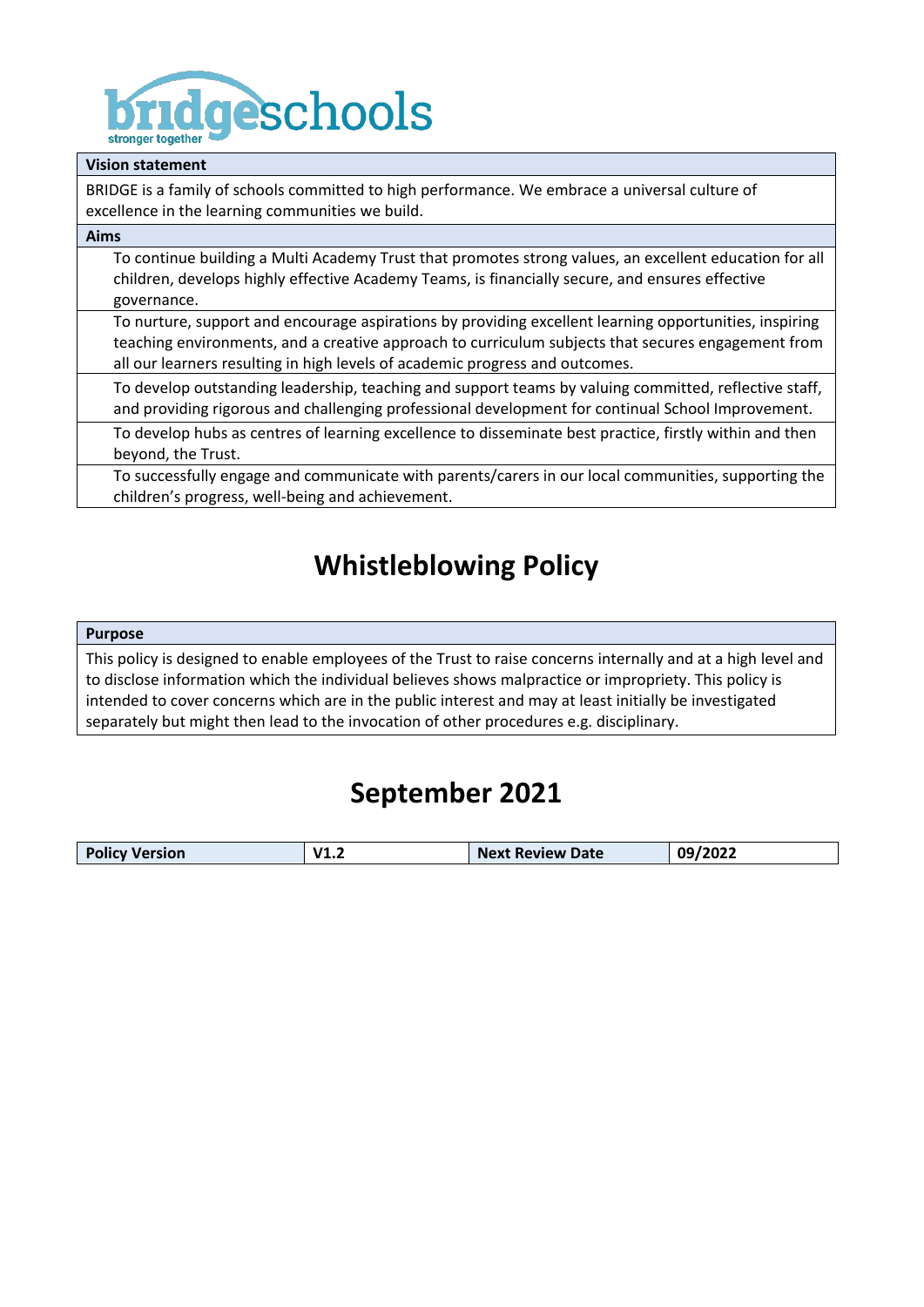bridgeschools
stronger together

| Vision statement |
|---|
| BRIDGE is a family of schools committed to high performance. We embrace a universal culture of excellence in the learning communities we build. |

| Aims |
|---|
| To continue building a Multi Academy Trust that promotes strong values, an excellent education for all children, develops highly effective Academy Teams, is financially secure, and ensures effective governance. |
| To nurture, support and encourage aspirations by providing excellent learning opportunities, inspiring teaching environments, and a creative approach to curriculum subjects that secures engagement from all our learners resulting in high levels of academic progress and outcomes. |
| To develop outstanding leadership, teaching and support teams by valuing committed, reflective staff, and providing rigorous and challenging professional development for continual School Improvement. |
| To develop hubs as centres of learning excellence to disseminate best practice, firstly within and then beyond, the Trust. |
| To successfully engage and communicate with parents/carers in our local communities, supporting the children's progress, well-being and achievement. |

# Whistleblowing Policy

| Purpose |
|---|
| This policy is designed to enable employees of the Trust to raise concerns internally and at a high level and to disclose information which the individual believes shows malpractice or impropriety. This policy is intended to cover concerns which are in the public interest and may at least initially be investigated separately but might then lead to the invocation of other procedures e.g. disciplinary. |

## September 2021

| Policy Version | V1.2 | Next Review Date | 09/2022 |
|---|---|---|---|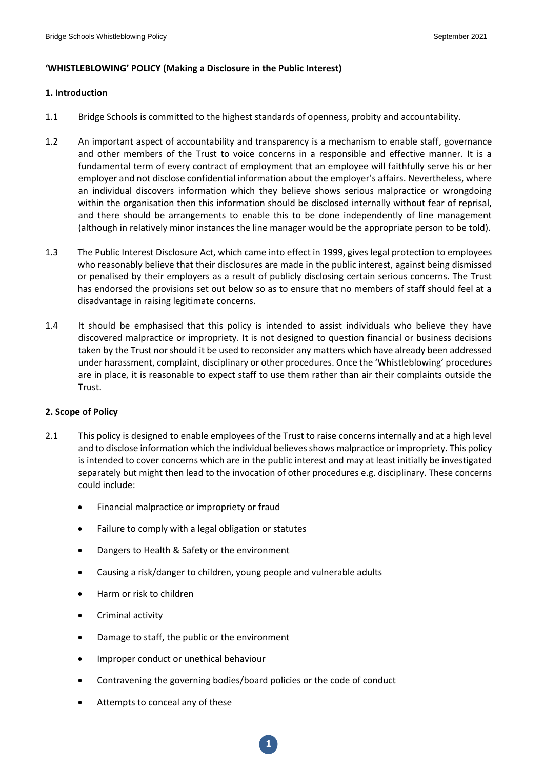**'WHISTLEBLOWING' POLICY (Making a Disclosure in the Public Interest)**

**1. Introduction**

1.1 Bridge Schools is committed to the highest standards of openness, probity and accountability.

1.2 An important aspect of accountability and transparency is a mechanism to enable staff, governance and other members of the Trust to voice concerns in a responsible and effective manner. It is a fundamental term of every contract of employment that an employee will faithfully serve his or her employer and not disclose confidential information about the employer's affairs. Nevertheless, where an individual discovers information which they believe shows serious malpractice or wrongdoing within the organisation then this information should be disclosed internally without fear of reprisal, and there should be arrangements to enable this to be done independently of line management (although in relatively minor instances the line manager would be the appropriate person to be told).

1.3 The Public Interest Disclosure Act, which came into effect in 1999, gives legal protection to employees who reasonably believe that their disclosures are made in the public interest, against being dismissed or penalised by their employers as a result of publicly disclosing certain serious concerns. The Trust has endorsed the provisions set out below so as to ensure that no members of staff should feel at a disadvantage in raising legitimate concerns.

1.4 It should be emphasised that this policy is intended to assist individuals who believe they have discovered malpractice or impropriety. It is not designed to question financial or business decisions taken by the Trust nor should it be used to reconsider any matters which have already been addressed under harassment, complaint, disciplinary or other procedures. Once the 'Whistleblowing' procedures are in place, it is reasonable to expect staff to use them rather than air their complaints outside the Trust.

**2. Scope of Policy**

2.1 This policy is designed to enable employees of the Trust to raise concerns internally and at a high level and to disclose information which the individual believes shows malpractice or impropriety. This policy is intended to cover concerns which are in the public interest and may at least initially be investigated separately but might then lead to the invocation of other procedures e.g. disciplinary. These concerns could include:

- Financial malpractice or impropriety or fraud
- Failure to comply with a legal obligation or statutes
- Dangers to Health & Safety or the environment
- Causing a risk/danger to children, young people and vulnerable adults
- Harm or risk to children
- Criminal activity
- Damage to staff, the public or the environment
- Improper conduct or unethical behaviour
- Contravening the governing bodies/board policies or the code of conduct
- Attempts to conceal any of these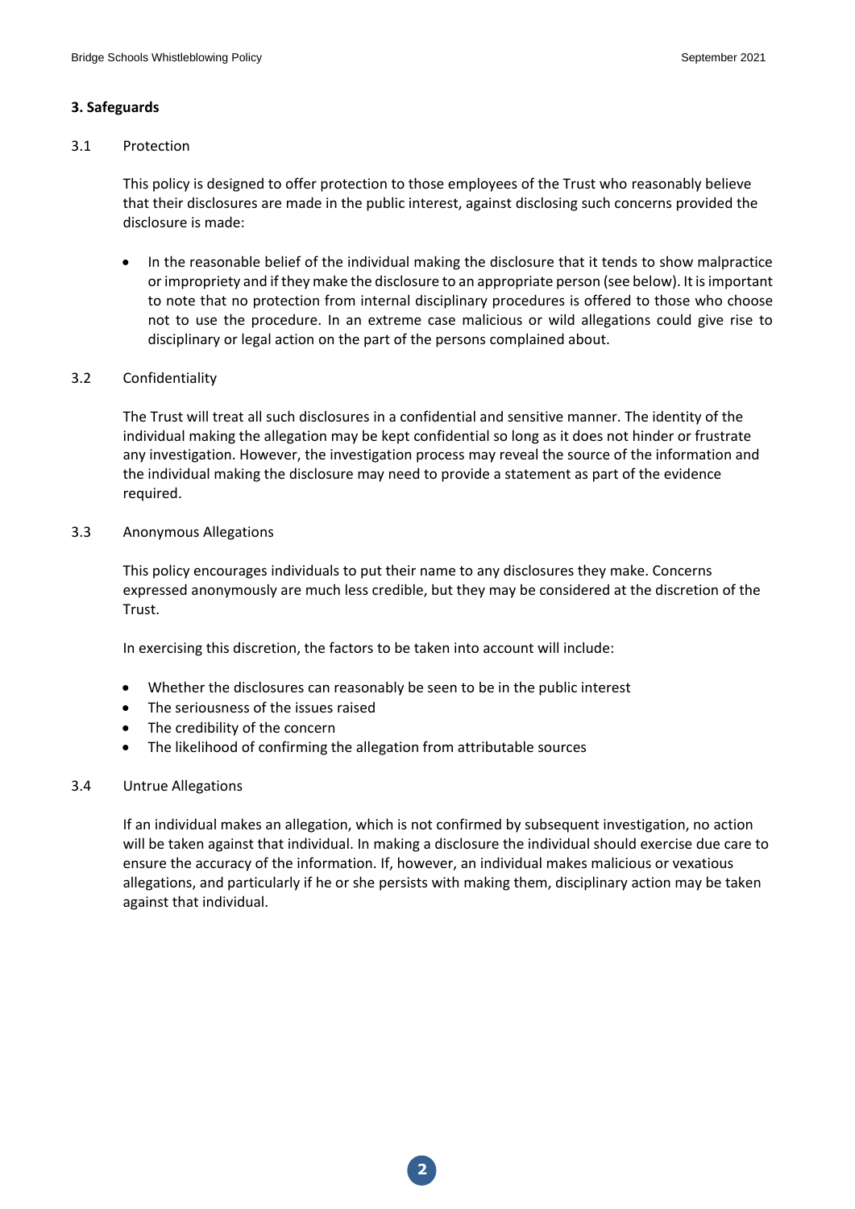## 3. Safeguards

### 3.1 Protection

This policy is designed to offer protection to those employees of the Trust who reasonably believe that their disclosures are made in the public interest, against disclosing such concerns provided the disclosure is made:

- In the reasonable belief of the individual making the disclosure that it tends to show malpractice or impropriety and if they make the disclosure to an appropriate person (see below). It is important to note that no protection from internal disciplinary procedures is offered to those who choose not to use the procedure. In an extreme case malicious or wild allegations could give rise to disciplinary or legal action on the part of the persons complained about.

### 3.2 Confidentiality

The Trust will treat all such disclosures in a confidential and sensitive manner. The identity of the individual making the allegation may be kept confidential so long as it does not hinder or frustrate any investigation. However, the investigation process may reveal the source of the information and the individual making the disclosure may need to provide a statement as part of the evidence required.

### 3.3 Anonymous Allegations

This policy encourages individuals to put their name to any disclosures they make. Concerns expressed anonymously are much less credible, but they may be considered at the discretion of the Trust.

In exercising this discretion, the factors to be taken into account will include:

- Whether the disclosures can reasonably be seen to be in the public interest
- The seriousness of the issues raised
- The credibility of the concern
- The likelihood of confirming the allegation from attributable sources

### 3.4 Untrue Allegations

If an individual makes an allegation, which is not confirmed by subsequent investigation, no action will be taken against that individual. In making a disclosure the individual should exercise due care to ensure the accuracy of the information. If, however, an individual makes malicious or vexatious allegations, and particularly if he or she persists with making them, disciplinary action may be taken against that individual.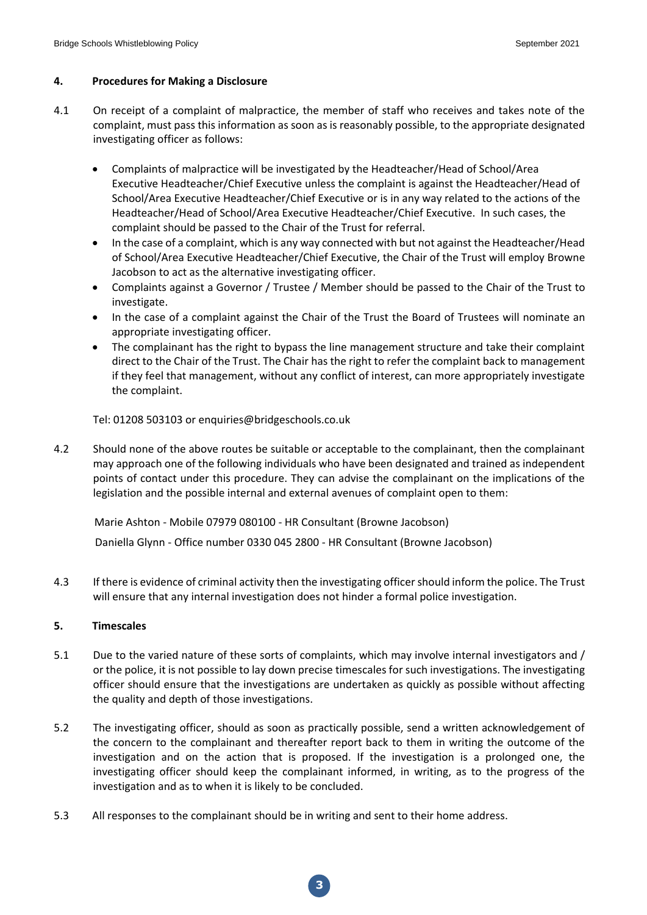## 4. Procedures for Making a Disclosure

4.1 On receipt of a complaint of malpractice, the member of staff who receives and takes note of the complaint, must pass this information as soon as is reasonably possible, to the appropriate designated investigating officer as follows:

- Complaints of malpractice will be investigated by the Headteacher/Head of School/Area Executive Headteacher/Chief Executive unless the complaint is against the Headteacher/Head of School/Area Executive Headteacher/Chief Executive or is in any way related to the actions of the Headteacher/Head of School/Area Executive Headteacher/Chief Executive. In such cases, the complaint should be passed to the Chair of the Trust for referral.
- In the case of a complaint, which is any way connected with but not against the Headteacher/Head of School/Area Executive Headteacher/Chief Executive, the Chair of the Trust will employ Browne Jacobson to act as the alternative investigating officer.
- Complaints against a Governor / Trustee / Member should be passed to the Chair of the Trust to investigate.
- In the case of a complaint against the Chair of the Trust the Board of Trustees will nominate an appropriate investigating officer.
- The complainant has the right to bypass the line management structure and take their complaint direct to the Chair of the Trust. The Chair has the right to refer the complaint back to management if they feel that management, without any conflict of interest, can more appropriately investigate the complaint.

Tel: 01208 503103 or enquiries@bridgeschools.co.uk

4.2 Should none of the above routes be suitable or acceptable to the complainant, then the complainant may approach one of the following individuals who have been designated and trained as independent points of contact under this procedure. They can advise the complainant on the implications of the legislation and the possible internal and external avenues of complaint open to them:

Marie Ashton - Mobile 07979 080100 - HR Consultant (Browne Jacobson)

Daniella Glynn - Office number 0330 045 2800 - HR Consultant (Browne Jacobson)

4.3 If there is evidence of criminal activity then the investigating officer should inform the police. The Trust will ensure that any internal investigation does not hinder a formal police investigation.

## 5. Timescales

5.1 Due to the varied nature of these sorts of complaints, which may involve internal investigators and / or the police, it is not possible to lay down precise timescales for such investigations. The investigating officer should ensure that the investigations are undertaken as quickly as possible without affecting the quality and depth of those investigations.

5.2 The investigating officer, should as soon as practically possible, send a written acknowledgement of the concern to the complainant and thereafter report back to them in writing the outcome of the investigation and on the action that is proposed. If the investigation is a prolonged one, the investigating officer should keep the complainant informed, in writing, as to the progress of the investigation and as to when it is likely to be concluded.

5.3 All responses to the complainant should be in writing and sent to their home address.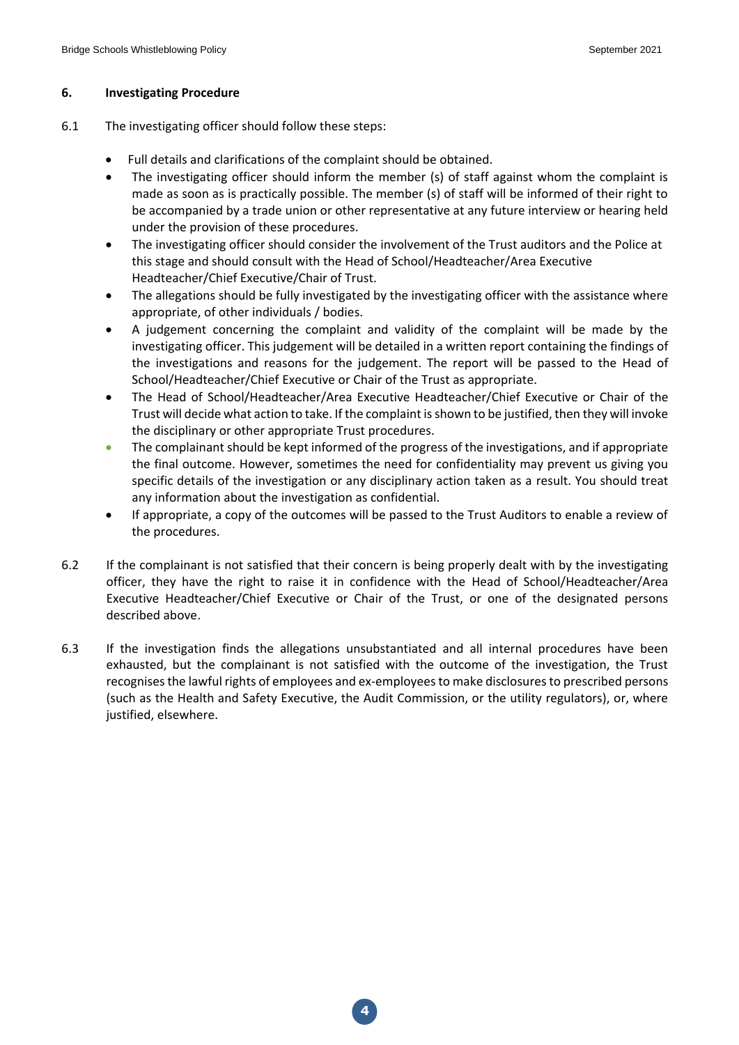## 6. Investigating Procedure

6.1 The investigating officer should follow these steps:

- Full details and clarifications of the complaint should be obtained.
- The investigating officer should inform the member (s) of staff against whom the complaint is made as soon as is practically possible. The member (s) of staff will be informed of their right to be accompanied by a trade union or other representative at any future interview or hearing held under the provision of these procedures.
- The investigating officer should consider the involvement of the Trust auditors and the Police at this stage and should consult with the Head of School/Headteacher/Area Executive Headteacher/Chief Executive/Chair of Trust.
- The allegations should be fully investigated by the investigating officer with the assistance where appropriate, of other individuals / bodies.
- A judgement concerning the complaint and validity of the complaint will be made by the investigating officer. This judgement will be detailed in a written report containing the findings of the investigations and reasons for the judgement. The report will be passed to the Head of School/Headteacher/Chief Executive or Chair of the Trust as appropriate.
- The Head of School/Headteacher/Area Executive Headteacher/Chief Executive or Chair of the Trust will decide what action to take. If the complaint is shown to be justified, then they will invoke the disciplinary or other appropriate Trust procedures.
- The complainant should be kept informed of the progress of the investigations, and if appropriate the final outcome. However, sometimes the need for confidentiality may prevent us giving you specific details of the investigation or any disciplinary action taken as a result. You should treat any information about the investigation as confidential.
- If appropriate, a copy of the outcomes will be passed to the Trust Auditors to enable a review of the procedures.

6.2 If the complainant is not satisfied that their concern is being properly dealt with by the investigating officer, they have the right to raise it in confidence with the Head of School/Headteacher/Area Executive Headteacher/Chief Executive or Chair of the Trust, or one of the designated persons described above.

6.3 If the investigation finds the allegations unsubstantiated and all internal procedures have been exhausted, but the complainant is not satisfied with the outcome of the investigation, the Trust recognises the lawful rights of employees and ex-employees to make disclosures to prescribed persons (such as the Health and Safety Executive, the Audit Commission, or the utility regulators), or, where justified, elsewhere.